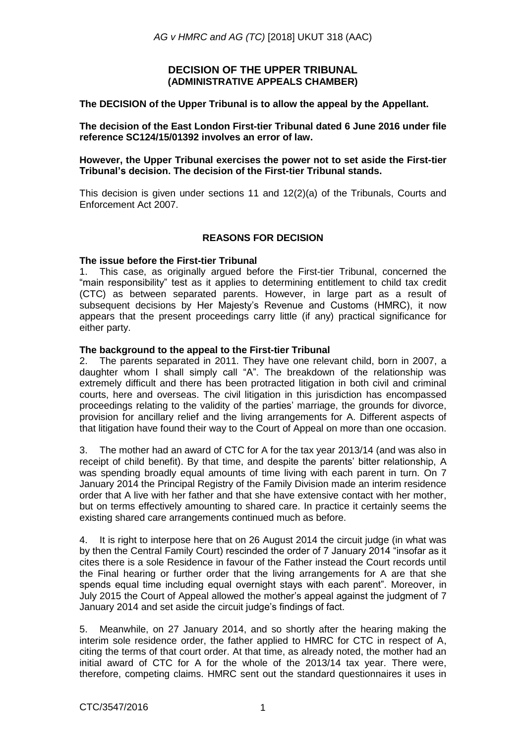# DECISION OF THE UPPER TRIBUNAL (ADMINISTRATIVE APPEALS CHAMBER)

**The DECISION of the Upper Tribunal is to allow the appeal by the Appellant.**

**The decision of the East London First-tier Tribunal dated 6 June 2016 under file reference SC124/15/01392 involves an error of law.**

**However, the Upper Tribunal exercises the power not to set aside the First-tier Tribunal's decision. The decision of the First-tier Tribunal stands.**

This decision is given under sections 11 and 12(2)(a) of the Tribunals, Courts and Enforcement Act 2007.

## REASONS FOR DECISION

### The issue before the First-tier Tribunal

1. This case, as originally argued before the First-tier Tribunal, concerned the "main responsibility" test as it applies to determining entitlement to child tax credit (CTC) as between separated parents. However, in large part as a result of subsequent decisions by Her Majesty's Revenue and Customs (HMRC), it now appears that the present proceedings carry little (if any) practical significance for either party.

### The background to the appeal to the First-tier Tribunal

2. The parents separated in 2011. They have one relevant child, born in 2007, a daughter whom I shall simply call "A". The breakdown of the relationship was extremely difficult and there has been protracted litigation in both civil and criminal courts, here and overseas. The civil litigation in this jurisdiction has encompassed proceedings relating to the validity of the parties' marriage, the grounds for divorce, provision for ancillary relief and the living arrangements for A. Different aspects of that litigation have found their way to the Court of Appeal on more than one occasion.

3. The mother had an award of CTC for A for the tax year 2013/14 (and was also in receipt of child benefit). By that time, and despite the parents' bitter relationship, A was spending broadly equal amounts of time living with each parent in turn. On 7 January 2014 the Principal Registry of the Family Division made an interim residence order that A live with her father and that she have extensive contact with her mother, but on terms effectively amounting to shared care. In practice it certainly seems the existing shared care arrangements continued much as before.

4. It is right to interpose here that on 26 August 2014 the circuit judge (in what was by then the Central Family Court) rescinded the order of 7 January 2014 "insofar as it cites there is a sole Residence in favour of the Father instead the Court records until the Final hearing or further order that the living arrangements for A are that she spends equal time including equal overnight stays with each parent". Moreover, in July 2015 the Court of Appeal allowed the mother's appeal against the judgment of 7 January 2014 and set aside the circuit judge's findings of fact.

5. Meanwhile, on 27 January 2014, and so shortly after the hearing making the interim sole residence order, the father applied to HMRC for CTC in respect of A, citing the terms of that court order. At that time, as already noted, the mother had an initial award of CTC for A for the whole of the 2013/14 tax year. There were, therefore, competing claims. HMRC sent out the standard questionnaires it uses in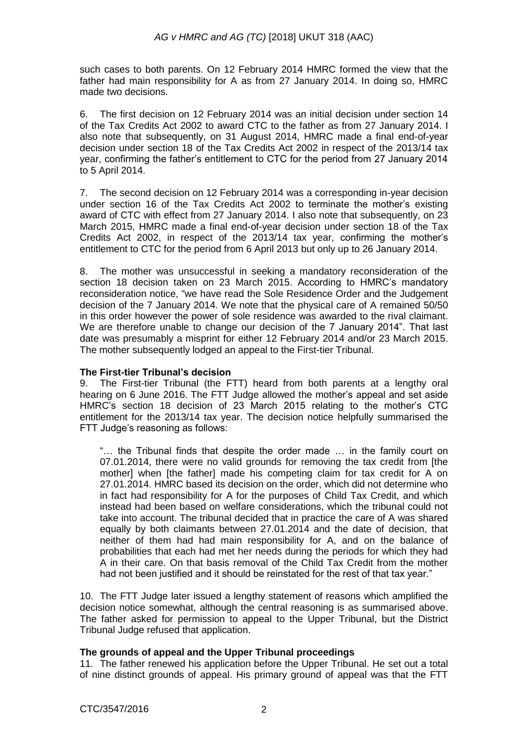such cases to both parents. On 12 February 2014 HMRC formed the view that the father had main responsibility for A as from 27 January 2014. In doing so, HMRC made two decisions.

6. The first decision on 12 February 2014 was an initial decision under section 14 of the Tax Credits Act 2002 to award CTC to the father as from 27 January 2014. I also note that subsequently, on 31 August 2014, HMRC made a final end-of-year decision under section 18 of the Tax Credits Act 2002 in respect of the 2013/14 tax year, confirming the father's entitlement to CTC for the period from 27 January 2014 to 5 April 2014.

7. The second decision on 12 February 2014 was a corresponding in-year decision under section 16 of the Tax Credits Act 2002 to terminate the mother's existing award of CTC with effect from 27 January 2014. I also note that subsequently, on 23 March 2015, HMRC made a final end-of-year decision under section 18 of the Tax Credits Act 2002, in respect of the 2013/14 tax year, confirming the mother's entitlement to CTC for the period from 6 April 2013 but only up to 26 January 2014.

8. The mother was unsuccessful in seeking a mandatory reconsideration of the section 18 decision taken on 23 March 2015. According to HMRC's mandatory reconsideration notice, "we have read the Sole Residence Order and the Judgement decision of the 7 January 2014. We note that the physical care of A remained 50/50 in this order however the power of sole residence was awarded to the rival claimant. We are therefore unable to change our decision of the 7 January 2014". That last date was presumably a misprint for either 12 February 2014 and/or 23 March 2015. The mother subsequently lodged an appeal to the First-tier Tribunal.

### The First-tier Tribunal's decision

9. The First-tier Tribunal (the FTT) heard from both parents at a lengthy oral hearing on 6 June 2016. The FTT Judge allowed the mother's appeal and set aside HMRC's section 18 decision of 23 March 2015 relating to the mother's CTC entitlement for the 2013/14 tax year. The decision notice helpfully summarised the FTT Judge's reasoning as follows:

> "… the Tribunal finds that despite the order made … in the family court on 07.01.2014, there were no valid grounds for removing the tax credit from [the mother] when [the father] made his competing claim for tax credit for A on 27.01.2014. HMRC based its decision on the order, which did not determine who in fact had responsibility for A for the purposes of Child Tax Credit, and which instead had been based on welfare considerations, which the tribunal could not take into account. The tribunal decided that in practice the care of A was shared equally by both claimants between 27.01.2014 and the date of decision, that neither of them had had main responsibility for A, and on the balance of probabilities that each had met her needs during the periods for which they had A in their care. On that basis removal of the Child Tax Credit from the mother had not been justified and it should be reinstated for the rest of that tax year."

10. The FTT Judge later issued a lengthy statement of reasons which amplified the decision notice somewhat, although the central reasoning is as summarised above. The father asked for permission to appeal to the Upper Tribunal, but the District Tribunal Judge refused that application.

### The grounds of appeal and the Upper Tribunal proceedings

11. The father renewed his application before the Upper Tribunal. He set out a total of nine distinct grounds of appeal. His primary ground of appeal was that the FTT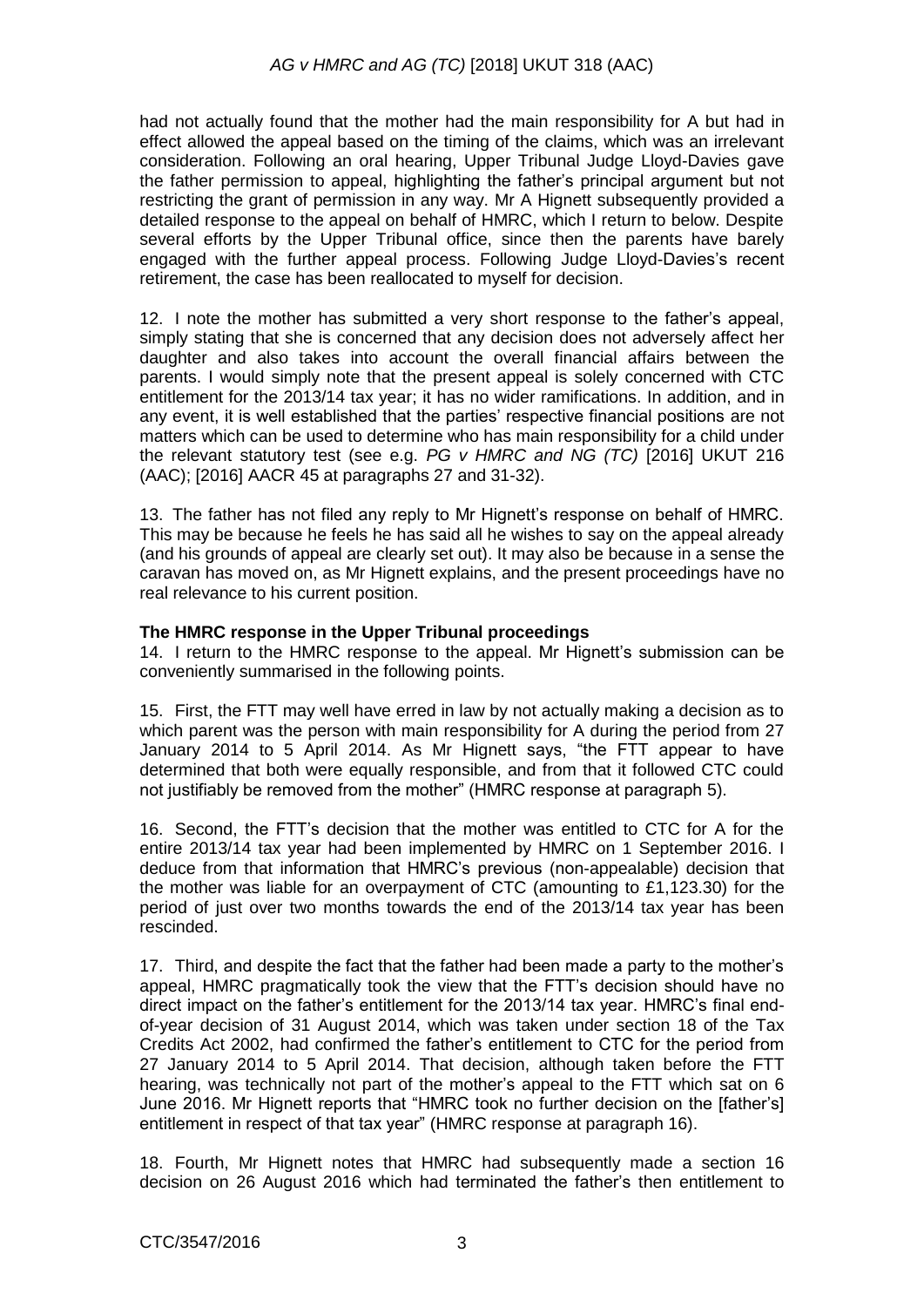had not actually found that the mother had the main responsibility for A but had in effect allowed the appeal based on the timing of the claims, which was an irrelevant consideration. Following an oral hearing, Upper Tribunal Judge Lloyd-Davies gave the father permission to appeal, highlighting the father's principal argument but not restricting the grant of permission in any way. Mr A Hignett subsequently provided a detailed response to the appeal on behalf of HMRC, which I return to below. Despite several efforts by the Upper Tribunal office, since then the parents have barely engaged with the further appeal process. Following Judge Lloyd-Davies's recent retirement, the case has been reallocated to myself for decision.

12. I note the mother has submitted a very short response to the father's appeal, simply stating that she is concerned that any decision does not adversely affect her daughter and also takes into account the overall financial affairs between the parents. I would simply note that the present appeal is solely concerned with CTC entitlement for the 2013/14 tax year; it has no wider ramifications. In addition, and in any event, it is well established that the parties' respective financial positions are not matters which can be used to determine who has main responsibility for a child under the relevant statutory test (see e.g. *PG v HMRC and NG (TC)* [2016] UKUT 216 (AAC); [2016] AACR 45 at paragraphs 27 and 31-32).

13. The father has not filed any reply to Mr Hignett's response on behalf of HMRC. This may be because he feels he has said all he wishes to say on the appeal already (and his grounds of appeal are clearly set out). It may also be because in a sense the caravan has moved on, as Mr Hignett explains, and the present proceedings have no real relevance to his current position.

**The HMRC response in the Upper Tribunal proceedings**

14. I return to the HMRC response to the appeal. Mr Hignett's submission can be conveniently summarised in the following points.

15. First, the FTT may well have erred in law by not actually making a decision as to which parent was the person with main responsibility for A during the period from 27 January 2014 to 5 April 2014. As Mr Hignett says, "the FTT appear to have determined that both were equally responsible, and from that it followed CTC could not justifiably be removed from the mother" (HMRC response at paragraph 5).

16. Second, the FTT's decision that the mother was entitled to CTC for A for the entire 2013/14 tax year had been implemented by HMRC on 1 September 2016. I deduce from that information that HMRC's previous (non-appealable) decision that the mother was liable for an overpayment of CTC (amounting to £1,123.30) for the period of just over two months towards the end of the 2013/14 tax year has been rescinded.

17. Third, and despite the fact that the father had been made a party to the mother's appeal, HMRC pragmatically took the view that the FTT's decision should have no direct impact on the father's entitlement for the 2013/14 tax year. HMRC's final end-of-year decision of 31 August 2014, which was taken under section 18 of the Tax Credits Act 2002, had confirmed the father's entitlement to CTC for the period from 27 January 2014 to 5 April 2014. That decision, although taken before the FTT hearing, was technically not part of the mother's appeal to the FTT which sat on 6 June 2016. Mr Hignett reports that "HMRC took no further decision on the [father's] entitlement in respect of that tax year" (HMRC response at paragraph 16).

18. Fourth, Mr Hignett notes that HMRC had subsequently made a section 16 decision on 26 August 2016 which had terminated the father's then entitlement to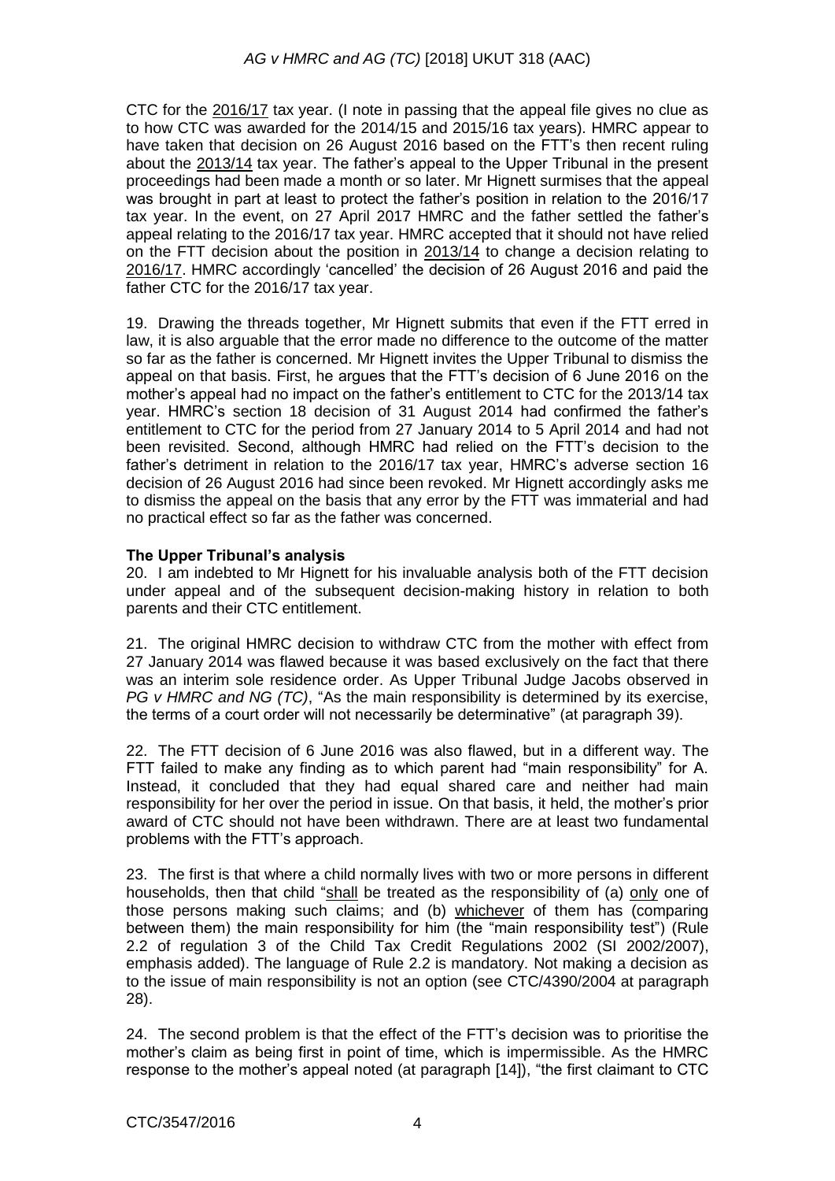CTC for the <u>2016/17</u> tax year. (I note in passing that the appeal file gives no clue as to how CTC was awarded for the 2014/15 and 2015/16 tax years). HMRC appear to have taken that decision on 26 August 2016 based on the FTT's then recent ruling about the <u>2013/14</u> tax year. The father's appeal to the Upper Tribunal in the present proceedings had been made a month or so later. Mr Hignett surmises that the appeal was brought in part at least to protect the father's position in relation to the 2016/17 tax year. In the event, on 27 April 2017 HMRC and the father settled the father's appeal relating to the 2016/17 tax year. HMRC accepted that it should not have relied on the FTT decision about the position in <u>2013/14</u> to change a decision relating to <u>2016/17</u>. HMRC accordingly 'cancelled' the decision of 26 August 2016 and paid the father CTC for the 2016/17 tax year.

19. Drawing the threads together, Mr Hignett submits that even if the FTT erred in law, it is also arguable that the error made no difference to the outcome of the matter so far as the father is concerned. Mr Hignett invites the Upper Tribunal to dismiss the appeal on that basis. First, he argues that the FTT's decision of 6 June 2016 on the mother's appeal had no impact on the father's entitlement to CTC for the 2013/14 tax year. HMRC's section 18 decision of 31 August 2014 had confirmed the father's entitlement to CTC for the period from 27 January 2014 to 5 April 2014 and had not been revisited. Second, although HMRC had relied on the FTT's decision to the father's detriment in relation to the 2016/17 tax year, HMRC's adverse section 16 decision of 26 August 2016 had since been revoked. Mr Hignett accordingly asks me to dismiss the appeal on the basis that any error by the FTT was immaterial and had no practical effect so far as the father was concerned.

**The Upper Tribunal's analysis**

20. I am indebted to Mr Hignett for his invaluable analysis both of the FTT decision under appeal and of the subsequent decision-making history in relation to both parents and their CTC entitlement.

21. The original HMRC decision to withdraw CTC from the mother with effect from 27 January 2014 was flawed because it was based exclusively on the fact that there was an interim sole residence order. As Upper Tribunal Judge Jacobs observed in *PG v HMRC and NG (TC)*, "As the main responsibility is determined by its exercise, the terms of a court order will not necessarily be determinative" (at paragraph 39).

22. The FTT decision of 6 June 2016 was also flawed, but in a different way. The FTT failed to make any finding as to which parent had "main responsibility" for A. Instead, it concluded that they had equal shared care and neither had main responsibility for her over the period in issue. On that basis, it held, the mother's prior award of CTC should not have been withdrawn. There are at least two fundamental problems with the FTT's approach.

23. The first is that where a child normally lives with two or more persons in different households, then that child "<u>shall</u> be treated as the responsibility of (a) <u>only</u> one of those persons making such claims; and (b) <u>whichever</u> of them has (comparing between them) the main responsibility for him (the "main responsibility test") (Rule 2.2 of regulation 3 of the Child Tax Credit Regulations 2002 (SI 2002/2007), emphasis added). The language of Rule 2.2 is mandatory. Not making a decision as to the issue of main responsibility is not an option (see CTC/4390/2004 at paragraph 28).

24. The second problem is that the effect of the FTT's decision was to prioritise the mother's claim as being first in point of time, which is impermissible. As the HMRC response to the mother's appeal noted (at paragraph [14]), "the first claimant to CTC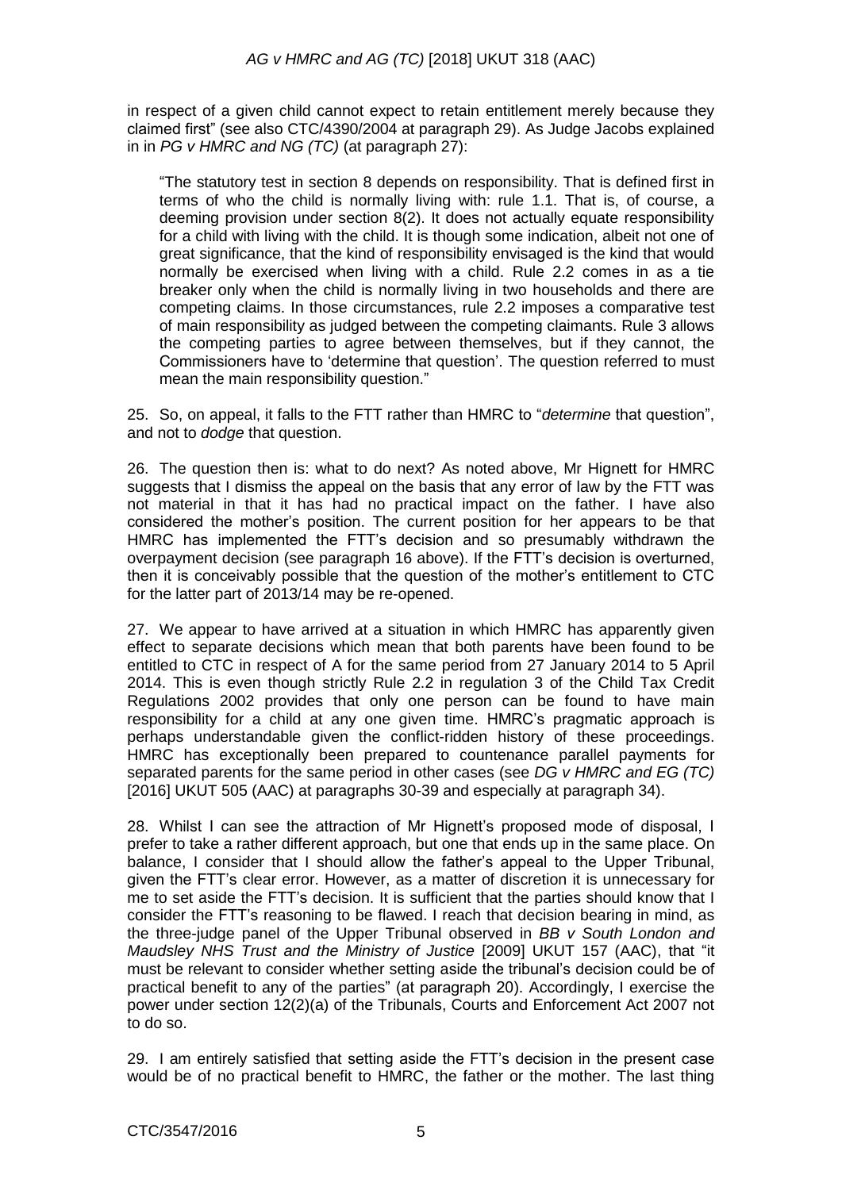in respect of a given child cannot expect to retain entitlement merely because they claimed first" (see also CTC/4390/2004 at paragraph 29). As Judge Jacobs explained in in *PG v HMRC and NG (TC)* (at paragraph 27):

> "The statutory test in section 8 depends on responsibility. That is defined first in terms of who the child is normally living with: rule 1.1. That is, of course, a deeming provision under section 8(2). It does not actually equate responsibility for a child with living with the child. It is though some indication, albeit not one of great significance, that the kind of responsibility envisaged is the kind that would normally be exercised when living with a child. Rule 2.2 comes in as a tie breaker only when the child is normally living in two households and there are competing claims. In those circumstances, rule 2.2 imposes a comparative test of main responsibility as judged between the competing claimants. Rule 3 allows the competing parties to agree between themselves, but if they cannot, the Commissioners have to 'determine that question'. The question referred to must mean the main responsibility question."

25. So, on appeal, it falls to the FTT rather than HMRC to "*determine* that question", and not to *dodge* that question.

26. The question then is: what to do next? As noted above, Mr Hignett for HMRC suggests that I dismiss the appeal on the basis that any error of law by the FTT was not material in that it has had no practical impact on the father. I have also considered the mother's position. The current position for her appears to be that HMRC has implemented the FTT's decision and so presumably withdrawn the overpayment decision (see paragraph 16 above). If the FTT's decision is overturned, then it is conceivably possible that the question of the mother's entitlement to CTC for the latter part of 2013/14 may be re-opened.

27. We appear to have arrived at a situation in which HMRC has apparently given effect to separate decisions which mean that both parents have been found to be entitled to CTC in respect of A for the same period from 27 January 2014 to 5 April 2014. This is even though strictly Rule 2.2 in regulation 3 of the Child Tax Credit Regulations 2002 provides that only one person can be found to have main responsibility for a child at any one given time. HMRC's pragmatic approach is perhaps understandable given the conflict-ridden history of these proceedings. HMRC has exceptionally been prepared to countenance parallel payments for separated parents for the same period in other cases (see *DG v HMRC and EG (TC)* [2016] UKUT 505 (AAC) at paragraphs 30-39 and especially at paragraph 34).

28. Whilst I can see the attraction of Mr Hignett's proposed mode of disposal, I prefer to take a rather different approach, but one that ends up in the same place. On balance, I consider that I should allow the father's appeal to the Upper Tribunal, given the FTT's clear error. However, as a matter of discretion it is unnecessary for me to set aside the FTT's decision. It is sufficient that the parties should know that I consider the FTT's reasoning to be flawed. I reach that decision bearing in mind, as the three-judge panel of the Upper Tribunal observed in *BB v South London and Maudsley NHS Trust and the Ministry of Justice* [2009] UKUT 157 (AAC), that "it must be relevant to consider whether setting aside the tribunal's decision could be of practical benefit to any of the parties" (at paragraph 20). Accordingly, I exercise the power under section 12(2)(a) of the Tribunals, Courts and Enforcement Act 2007 not to do so.

29. I am entirely satisfied that setting aside the FTT's decision in the present case would be of no practical benefit to HMRC, the father or the mother. The last thing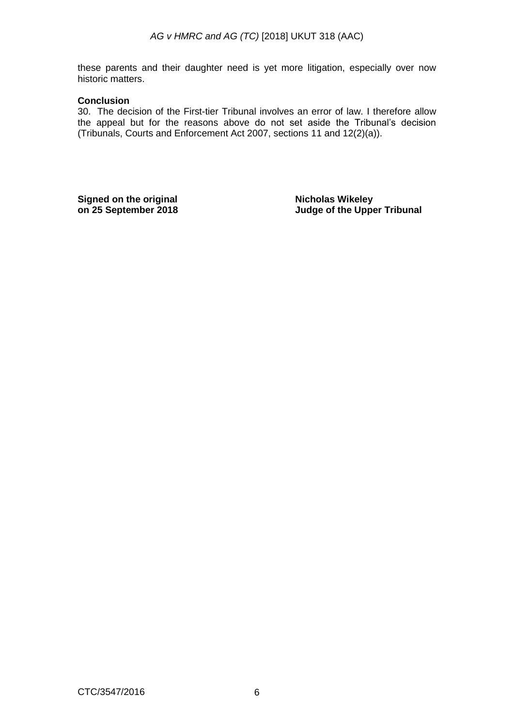these parents and their daughter need is yet more litigation, especially over now historic matters.

**Conclusion**

30. The decision of the First-tier Tribunal involves an error of law. I therefore allow the appeal but for the reasons above do not set aside the Tribunal's decision (Tribunals, Courts and Enforcement Act 2007, sections 11 and 12(2)(a)).

**Signed on the original**
**on 25 September 2018**

**Nicholas Wikeley**
**Judge of the Upper Tribunal**